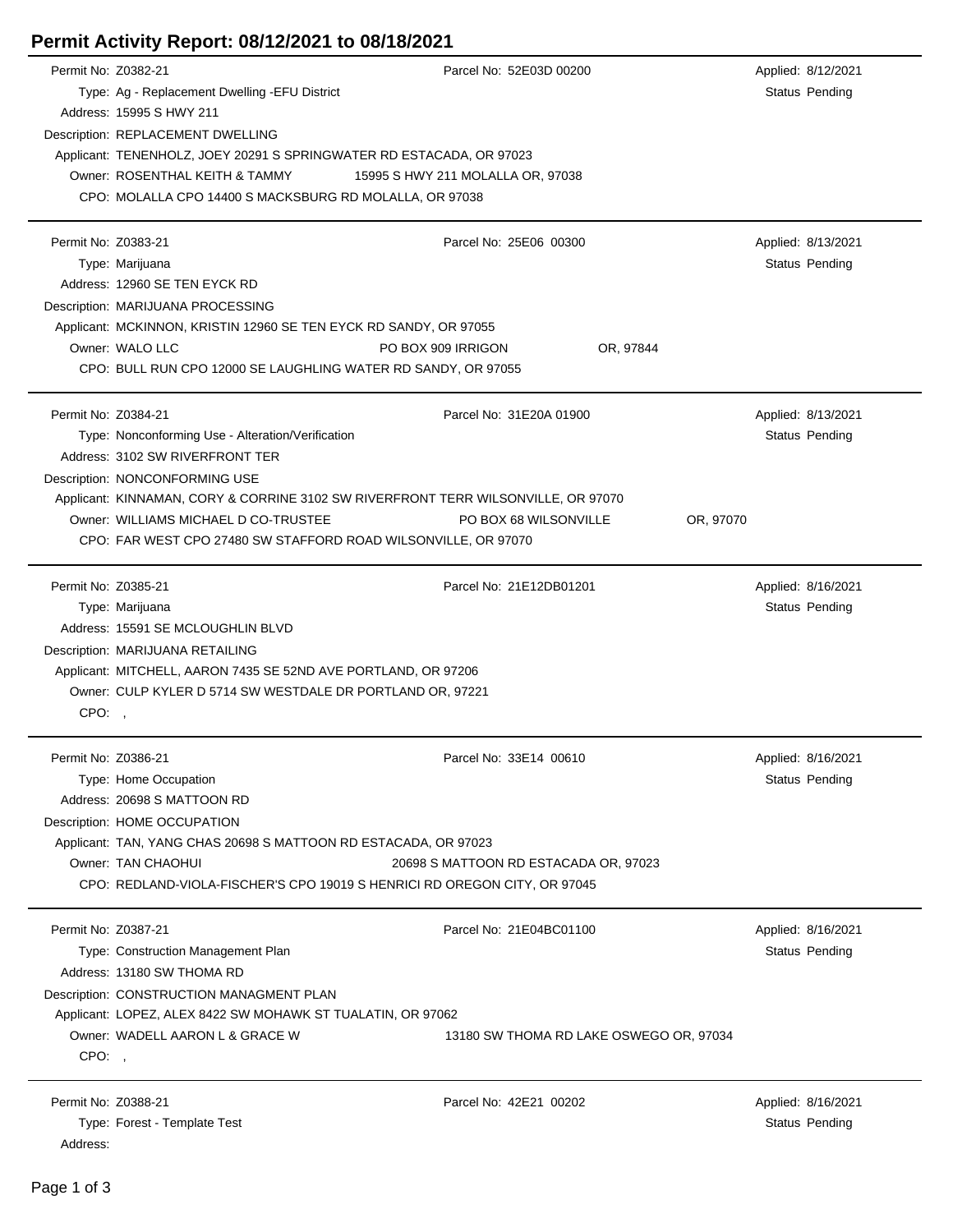# Permit Activity Report: 08/12/2021 to 08/18/2021

Permit No: Z0382-21 | Parcel No: 52E03D 00200 | Applied: 8/12/2021
Type: Ag - Replacement Dwelling -EFU District | Status Pending
Address: 15995 S HWY 211
Description: REPLACEMENT DWELLING
Applicant: TENENHOLZ, JOEY 20291 S SPRINGWATER RD ESTACADA, OR 97023
Owner: ROSENTHAL KEITH & TAMMY 15995 S HWY 211 MOLALLA OR, 97038
CPO: MOLALLA CPO 14400 S MACKSBURG RD MOLALLA, OR 97038

---

Permit No: Z0383-21 | Parcel No: 25E06 00300 | Applied: 8/13/2021
Type: Marijuana | Status Pending
Address: 12960 SE TEN EYCK RD
Description: MARIJUANA PROCESSING
Applicant: MCKINNON, KRISTIN 12960 SE TEN EYCK RD SANDY, OR 97055
Owner: WALO LLC PO BOX 909 IRRIGON OR, 97844
CPO: BULL RUN CPO 12000 SE LAUGHLING WATER RD SANDY, OR 97055

---

Permit No: Z0384-21 | Parcel No: 31E20A 01900 | Applied: 8/13/2021
Type: Nonconforming Use - Alteration/Verification | Status Pending
Address: 3102 SW RIVERFRONT TER
Description: NONCONFORMING USE
Applicant: KINNAMAN, CORY & CORRINE 3102 SW RIVERFRONT TERR WILSONVILLE, OR 97070
Owner: WILLIAMS MICHAEL D CO-TRUSTEE PO BOX 68 WILSONVILLE OR, 97070
CPO: FAR WEST CPO 27480 SW STAFFORD ROAD WILSONVILLE, OR 97070

---

Permit No: Z0385-21 | Parcel No: 21E12DB01201 | Applied: 8/16/2021
Type: Marijuana | Status Pending
Address: 15591 SE MCLOUGHLIN BLVD
Description: MARIJUANA RETAILING
Applicant: MITCHELL, AARON 7435 SE 52ND AVE PORTLAND, OR 97206
Owner: CULP KYLER D 5714 SW WESTDALE DR PORTLAND OR, 97221
CPO: ,

---

Permit No: Z0386-21 | Parcel No: 33E14 00610 | Applied: 8/16/2021
Type: Home Occupation | Status Pending
Address: 20698 S MATTOON RD
Description: HOME OCCUPATION
Applicant: TAN, YANG CHAS 20698 S MATTOON RD ESTACADA, OR 97023
Owner: TAN CHAOHUI 20698 S MATTOON RD ESTACADA OR, 97023
CPO: REDLAND-VIOLA-FISCHER'S CPO 19019 S HENRICI RD OREGON CITY, OR 97045

---

Permit No: Z0387-21 | Parcel No: 21E04BC01100 | Applied: 8/16/2021
Type: Construction Management Plan | Status Pending
Address: 13180 SW THOMA RD
Description: CONSTRUCTION MANAGMENT PLAN
Applicant: LOPEZ, ALEX 8422 SW MOHAWK ST TUALATIN, OR 97062
Owner: WADELL AARON L & GRACE W 13180 SW THOMA RD LAKE OSWEGO OR, 97034
CPO: ,

---

Permit No: Z0388-21 | Parcel No: 42E21 00202 | Applied: 8/16/2021
Type: Forest - Template Test | Status Pending
Address: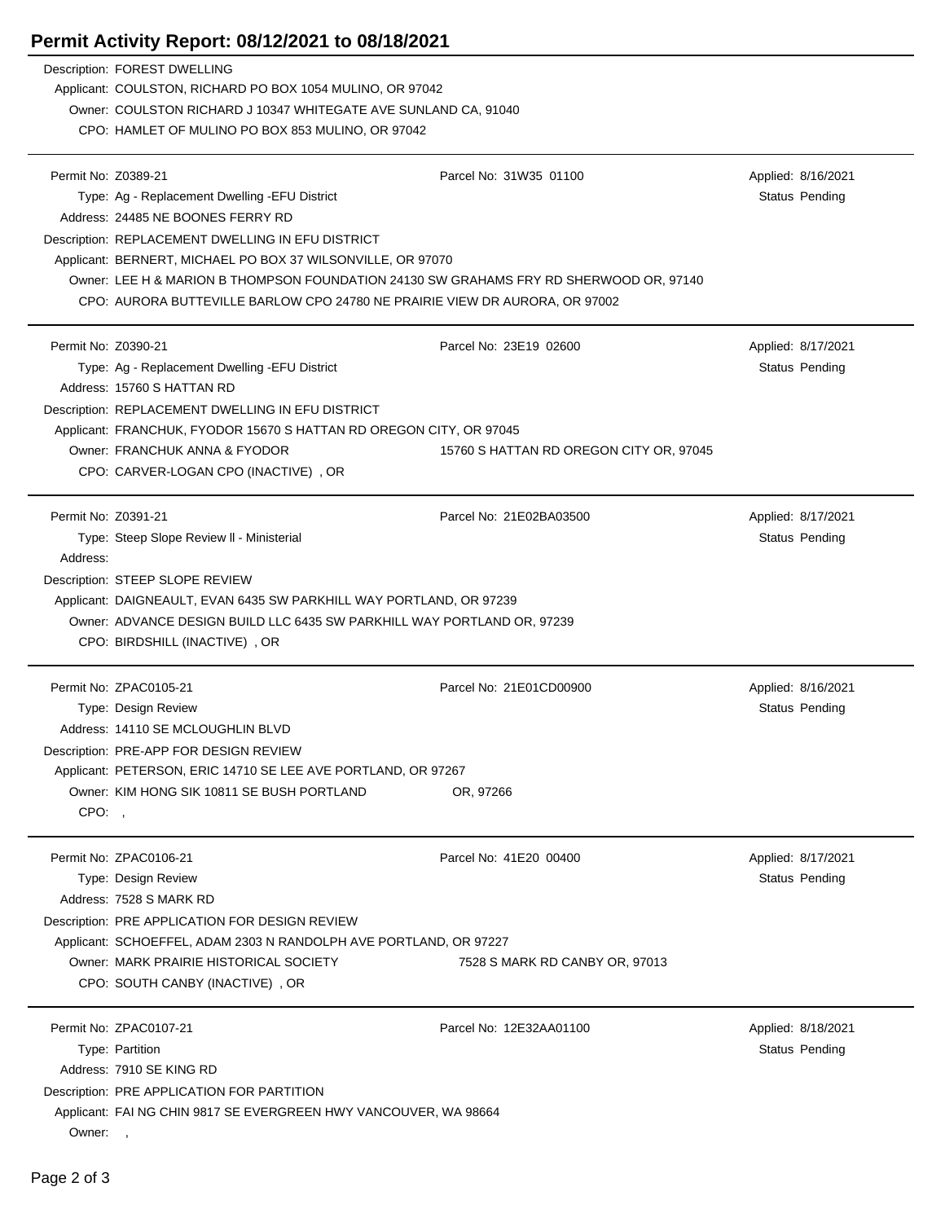# Permit Activity Report: 08/12/2021 to 08/18/2021

Description: FOREST DWELLING
Applicant: COULSTON, RICHARD PO BOX 1054 MULINO, OR 97042
Owner: COULSTON RICHARD J 10347 WHITEGATE AVE SUNLAND CA, 91040
CPO: HAMLET OF MULINO PO BOX 853 MULINO, OR 97042

---

Permit No: Z0389-21 | Parcel No: 31W35 01100 | Applied: 8/16/2021
Type: Ag - Replacement Dwelling -EFU District | Status Pending
Address: 24485 NE BOONES FERRY RD
Description: REPLACEMENT DWELLING IN EFU DISTRICT
Applicant: BERNERT, MICHAEL PO BOX 37 WILSONVILLE, OR 97070
Owner: LEE H & MARION B THOMPSON FOUNDATION 24130 SW GRAHAMS FRY RD SHERWOOD OR, 97140
CPO: AURORA BUTTEVILLE BARLOW CPO 24780 NE PRAIRIE VIEW DR AURORA, OR 97002

---

Permit No: Z0390-21 | Parcel No: 23E19 02600 | Applied: 8/17/2021
Type: Ag - Replacement Dwelling -EFU District | Status Pending
Address: 15760 S HATTAN RD
Description: REPLACEMENT DWELLING IN EFU DISTRICT
Applicant: FRANCHUK, FYODOR 15670 S HATTAN RD OREGON CITY, OR 97045
Owner: FRANCHUK ANNA & FYODOR 15760 S HATTAN RD OREGON CITY OR, 97045
CPO: CARVER-LOGAN CPO (INACTIVE) , OR

---

Permit No: Z0391-21 | Parcel No: 21E02BA03500 | Applied: 8/17/2021
Type: Steep Slope Review ll - Ministerial | Status Pending
Address:
Description: STEEP SLOPE REVIEW
Applicant: DAIGNEAULT, EVAN 6435 SW PARKHILL WAY PORTLAND, OR 97239
Owner: ADVANCE DESIGN BUILD LLC 6435 SW PARKHILL WAY PORTLAND OR, 97239
CPO: BIRDSHILL (INACTIVE) , OR

---

Permit No: ZPAC0105-21 | Parcel No: 21E01CD00900 | Applied: 8/16/2021
Type: Design Review | Status Pending
Address: 14110 SE MCLOUGHLIN BLVD
Description: PRE-APP FOR DESIGN REVIEW
Applicant: PETERSON, ERIC 14710 SE LEE AVE PORTLAND, OR 97267
Owner: KIM HONG SIK 10811 SE BUSH PORTLAND OR, 97266
CPO: ,

---

Permit No: ZPAC0106-21 | Parcel No: 41E20 00400 | Applied: 8/17/2021
Type: Design Review | Status Pending
Address: 7528 S MARK RD
Description: PRE APPLICATION FOR DESIGN REVIEW
Applicant: SCHOEFFEL, ADAM 2303 N RANDOLPH AVE PORTLAND, OR 97227
Owner: MARK PRAIRIE HISTORICAL SOCIETY 7528 S MARK RD CANBY OR, 97013
CPO: SOUTH CANBY (INACTIVE) , OR

---

Permit No: ZPAC0107-21 | Parcel No: 12E32AA01100 | Applied: 8/18/2021
Type: Partition | Status Pending
Address: 7910 SE KING RD
Description: PRE APPLICATION FOR PARTITION
Applicant: FAI NG CHIN 9817 SE EVERGREEN HWY VANCOUVER, WA 98664
Owner: ,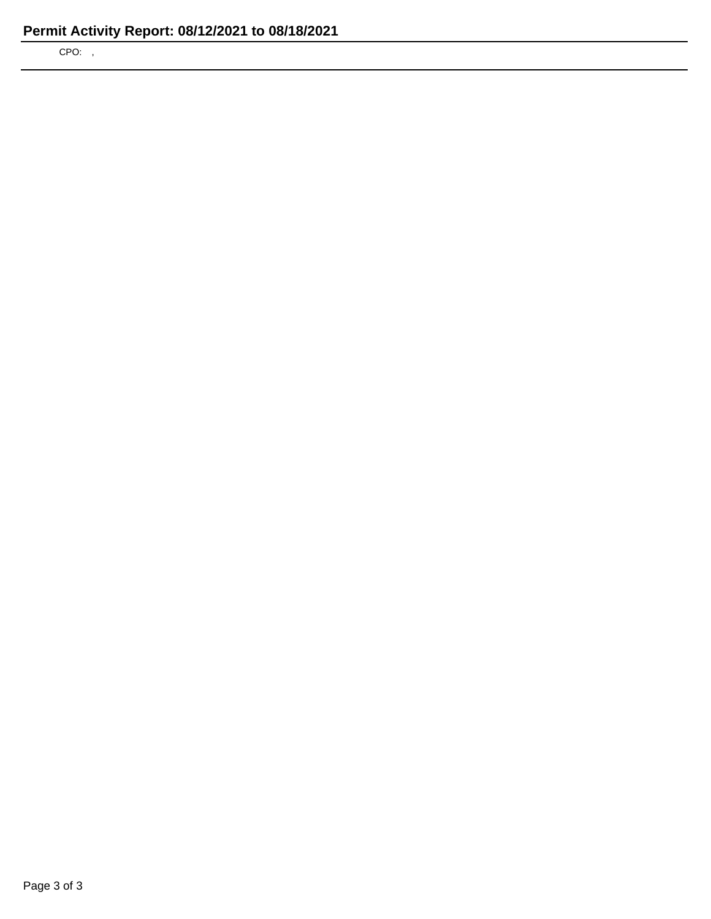## Permit Activity Report: 08/12/2021 to 08/18/2021

CPO: ,